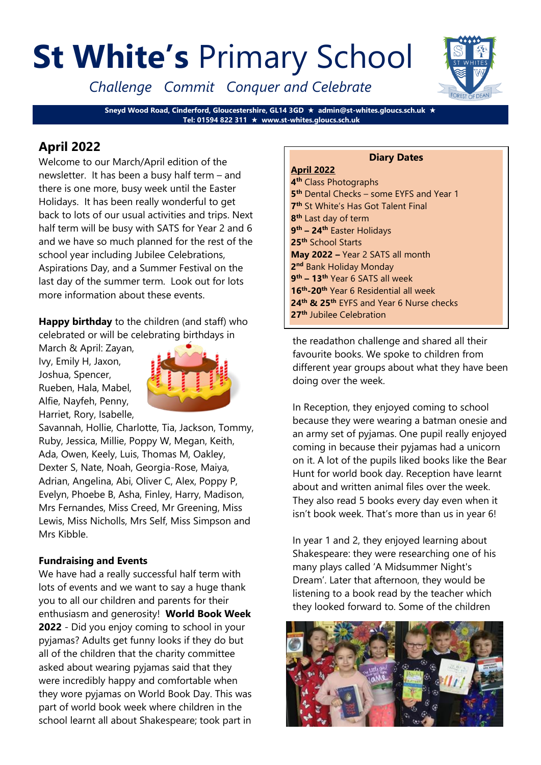# **St White's** Primary School

*Challenge Commit Conquer and Celebrate*

**Sneyd Wood Road, Cinderford, Gloucestershire, GL14 3GD ★ admin@st-whites.gloucs.sch.uk ★ Tel: 01594 822 311 ★ www.st-whites.gloucs.sch.uk**

## April 2022

Welcome to our March/April edition of the newsletter. It has been a busy half term – and there is one more, busy week until the Easter Holidays. It has been really wonderful to get back to lots of our usual activities and trips. Next half term will be busy with SATS for Year 2 and 6 and we have so much planned for the rest of the school year including Jubilee Celebrations, Aspirations Day, and a Summer Festival on the last day of the summer term. Look out for lots more information about these events.

**Happy birthday** to the children (and staff) who celebrated or will be celebrating birthdays in March & April: Zayan, Ivy, Emily H, Jaxon, Joshua, Spencer, Rueben, Hala, Mabel, Alfie, Nayfeh, Penny, Harriet, Rory, Isabelle, Savannah, Hollie, Charlotte, Tia, Jackson, Tommy, Ruby, Jessica, Millie, Poppy W, Megan, Keith, Ada, Owen, Keely, Luis, Thomas M, Oakley, Dexter S, Nate, Noah, Georgia-Rose, Maiya, Adrian, Angelina, Abi, Oliver C, Alex, Poppy P, Evelyn, Phoebe B, Asha, Finley, Harry, Madison, Mrs Fernandes, Miss Creed, Mr Greening, Miss Lewis, Miss Nicholls, Mrs Self, Miss Simpson and Mrs Kibble.

### Fundraising and Events

We have had a really successful half term with lots of events and we want to say a huge thank you to all our children and parents for their enthusiasm and generosity! **World Book Week 2022** - Did you enjoy coming to school in your pyjamas? Adults get funny looks if they do but all of the children that the charity committee asked about wearing pyjamas said that they were incredibly happy and comfortable when they wore pyjamas on World Book Day. This was part of world book week where children in the school learnt all about Shakespeare; took part in the readathon challenge and shared all their favourite books. We spoke to children from different year groups about what they have been doing over the week.

In Reception, they enjoyed coming to school because they were wearing a batman onesie and an army set of pyjamas. One pupil really enjoyed coming in because their pyjamas had a unicorn on it. A lot of the pupils liked books like the Bear Hunt for world book day. Reception have learnt about and written animal files over the week. They also read 5 books every day even when it isn't book week. That's more than us in year 6!

In year 1 and 2, they enjoyed learning about Shakespeare: they were researching one of his many plays called 'A Midsummer Night's Dream'. Later that afternoon, they would be listening to a book read by the teacher which they looked forward to. Some of the children

### Diary Dates

**April 2022**

**4th** Class Photographs
**5th** Dental Checks – some EYFS and Year 1
**7th** St White's Has Got Talent Final
**8th** Last day of term
**9th – 24th** Easter Holidays
**25th** School Starts
**May 2022 –** Year 2 SATS all month
**2nd** Bank Holiday Monday
**9th – 13th** Year 6 SATS all week
**16th-20th** Year 6 Residential all week
**24th & 25th** EYFS and Year 6 Nurse checks
**27th** Jubilee Celebration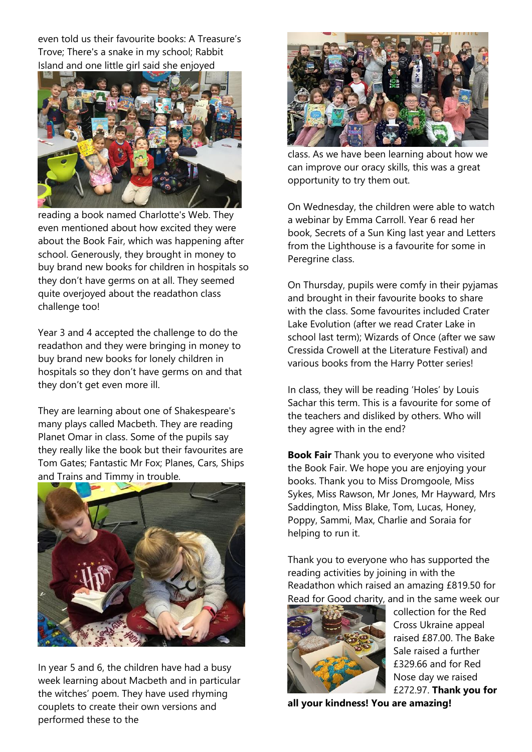even told us their favourite books: A Treasure's Trove; There's a snake in my school; Rabbit Island and one little girl said she enjoyed reading a book named Charlotte's Web. They even mentioned about how excited they were about the Book Fair, which was happening after school. Generously, they brought in money to buy brand new books for children in hospitals so they don't have germs on at all. They seemed quite overjoyed about the readathon class challenge too!

Year 3 and 4 accepted the challenge to do the readathon and they were bringing in money to buy brand new books for lonely children in hospitals so they don't have germs on and that they don't get even more ill.

They are learning about one of Shakespeare's many plays called Macbeth. They are reading Planet Omar in class. Some of the pupils say they really like the book but their favourites are Tom Gates; Fantastic Mr Fox; Planes, Cars, Ships and Trains and Timmy in trouble.

In year 5 and 6, the children have had a busy week learning about Macbeth and in particular the witches' poem. They have used rhyming couplets to create their own versions and performed these to the class. As we have been learning about how we can improve our oracy skills, this was a great opportunity to try them out.

On Wednesday, the children were able to watch a webinar by Emma Carroll. Year 6 read her book, Secrets of a Sun King last year and Letters from the Lighthouse is a favourite for some in Peregrine class.

On Thursday, pupils were comfy in their pyjamas and brought in their favourite books to share with the class. Some favourites included Crater Lake Evolution (after we read Crater Lake in school last term); Wizards of Once (after we saw Cressida Crowell at the Literature Festival) and various books from the Harry Potter series!

In class, they will be reading 'Holes' by Louis Sachar this term. This is a favourite for some of the teachers and disliked by others. Who will they agree with in the end?

**Book Fair** Thank you to everyone who visited the Book Fair. We hope you are enjoying your books. Thank you to Miss Dromgoole, Miss Sykes, Miss Rawson, Mr Jones, Mr Hayward, Mrs Saddington, Miss Blake, Tom, Lucas, Honey, Poppy, Sammi, Max, Charlie and Soraia for helping to run it.

Thank you to everyone who has supported the reading activities by joining in with the Readathon which raised an amazing £819.50 for Read for Good charity, and in the same week our collection for the Red Cross Ukraine appeal raised £87.00. The Bake Sale raised a further £329.66 and for Red Nose day we raised £272.97. **Thank you for all your kindness! You are amazing!**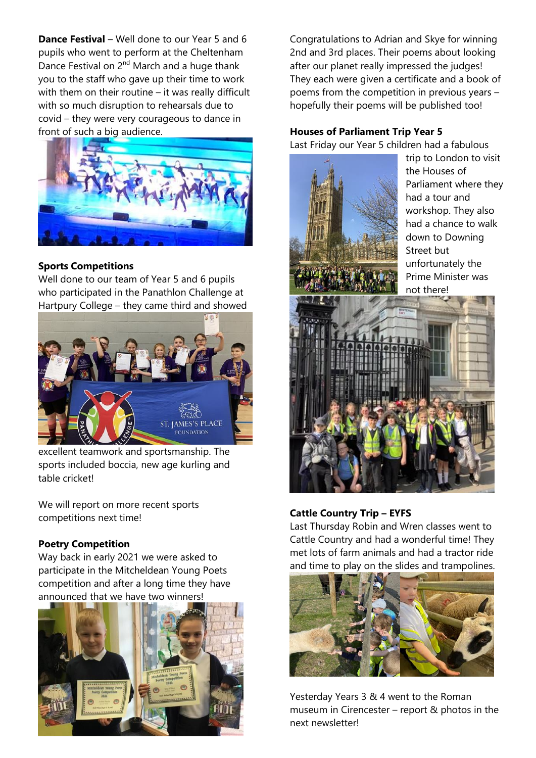**Dance Festival** – Well done to our Year 5 and 6 pupils who went to perform at the Cheltenham Dance Festival on 2nd March and a huge thank you to the staff who gave up their time to work with them on their routine – it was really difficult with so much disruption to rehearsals due to covid – they were very courageous to dance in front of such a big audience.

**Sports Competitions**
Well done to our team of Year 5 and 6 pupils who participated in the Panathlon Challenge at Hartpury College – they came third and showed excellent teamwork and sportsmanship. The sports included boccia, new age kurling and table cricket!

We will report on more recent sports competitions next time!

**Poetry Competition**
Way back in early 2021 we were asked to participate in the Mitcheldean Young Poets competition and after a long time they have announced that we have two winners!

Congratulations to Adrian and Skye for winning 2nd and 3rd places. Their poems about looking after our planet really impressed the judges! They each were given a certificate and a book of poems from the competition in previous years – hopefully their poems will be published too!

**Houses of Parliament Trip Year 5**
Last Friday our Year 5 children had a fabulous trip to London to visit the Houses of Parliament where they had a tour and workshop. They also had a chance to walk down to Downing Street but unfortunately the Prime Minister was not there!

**Cattle Country Trip – EYFS**
Last Thursday Robin and Wren classes went to Cattle Country and had a wonderful time! They met lots of farm animals and had a tractor ride and time to play on the slides and trampolines.

Yesterday Years 3 & 4 went to the Roman museum in Cirencester – report & photos in the next newsletter!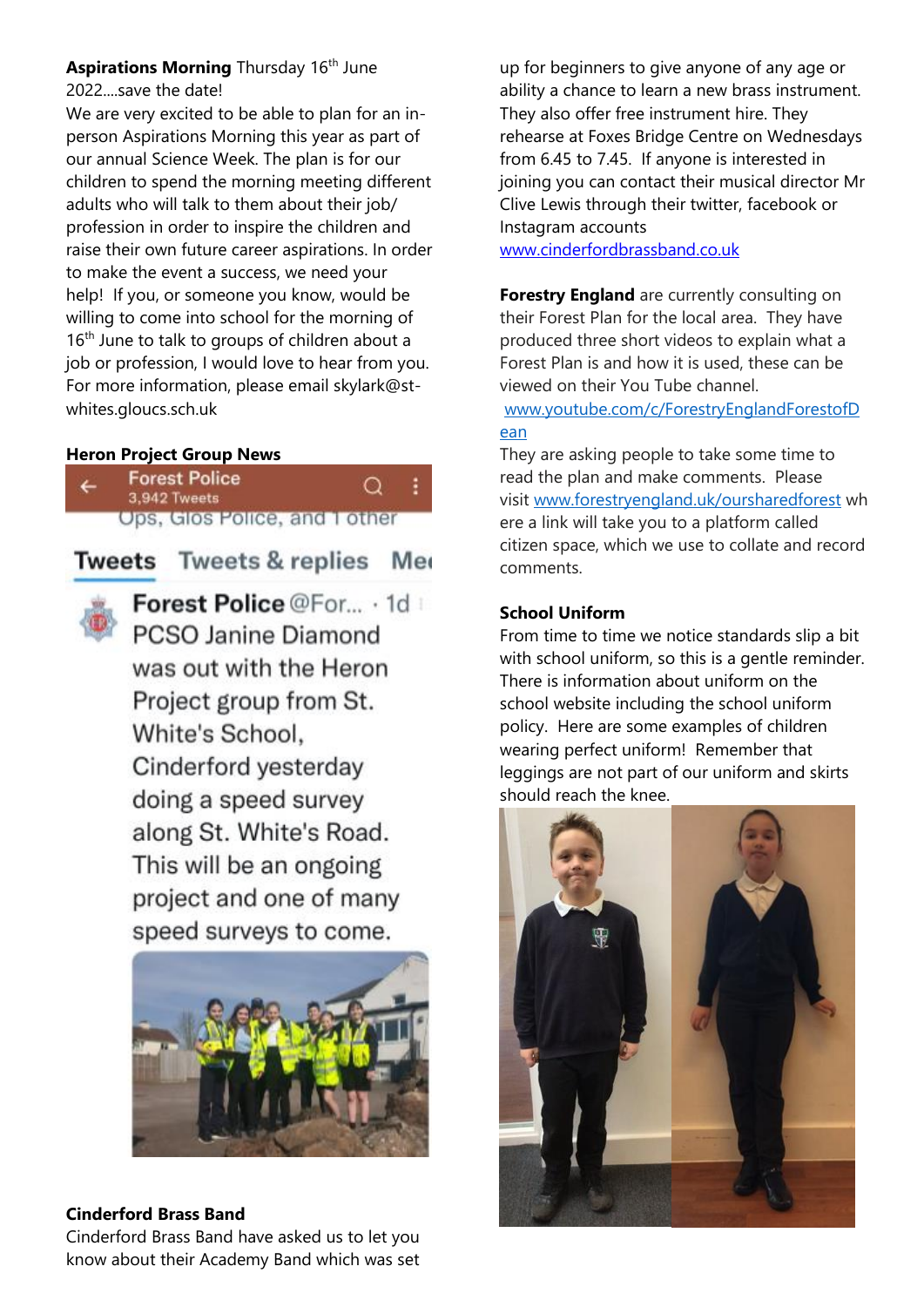**Aspirations Morning** Thursday 16th June 2022....save the date!

We are very excited to be able to plan for an in-person Aspirations Morning this year as part of our annual Science Week. The plan is for our children to spend the morning meeting different adults who will talk to them about their job/ profession in order to inspire the children and raise their own future career aspirations. In order to make the event a success, we need your help! If you, or someone you know, would be willing to come into school for the morning of 16th June to talk to groups of children about a job or profession, I would love to hear from you. For more information, please email skylark@st-whites.gloucs.sch.uk

**Heron Project Group News**

Forest Police
3,942 Tweets
Ops, Glos Police, and 1 other

Tweets Tweets & replies Me

Forest Police @For... · 1d
PCSO Janine Diamond was out with the Heron Project group from St. White's School, Cinderford yesterday doing a speed survey along St. White's Road. This will be an ongoing project and one of many speed surveys to come.

**Cinderford Brass Band**

Cinderford Brass Band have asked us to let you know about their Academy Band which was set up for beginners to give anyone of any age or ability a chance to learn a new brass instrument. They also offer free instrument hire. They rehearse at Foxes Bridge Centre on Wednesdays from 6.45 to 7.45. If anyone is interested in joining you can contact their musical director Mr Clive Lewis through their twitter, facebook or Instagram accounts
www.cinderfordbrassband.co.uk

**Forestry England** are currently consulting on their Forest Plan for the local area. They have produced three short videos to explain what a Forest Plan is and how it is used, these can be viewed on their You Tube channel.
www.youtube.com/c/ForestryEnglandForestofDean
They are asking people to take some time to read the plan and make comments. Please visit www.forestryengland.uk/oursharedforest where a link will take you to a platform called citizen space, which we use to collate and record comments.

**School Uniform**

From time to time we notice standards slip a bit with school uniform, so this is a gentle reminder. There is information about uniform on the school website including the school uniform policy. Here are some examples of children wearing perfect uniform! Remember that leggings are not part of our uniform and skirts should reach the knee.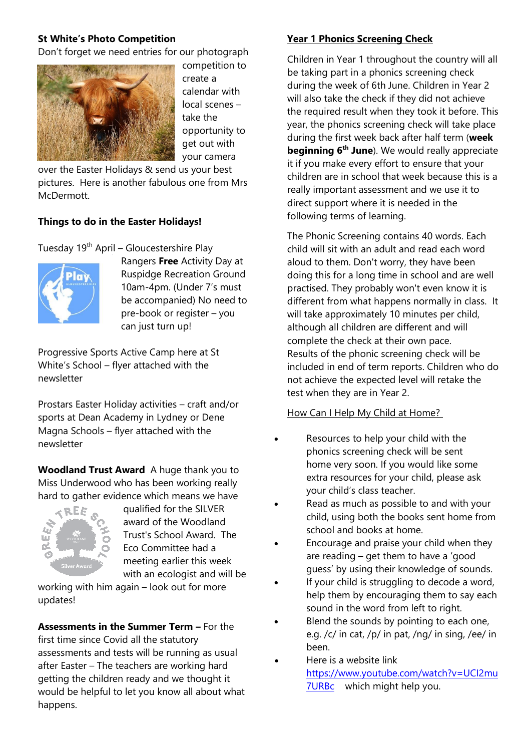**St White's Photo Competition**

Don't forget we need entries for our photograph competition to create a calendar with local scenes – take the opportunity to get out with your camera over the Easter Holidays & send us your best pictures. Here is another fabulous one from Mrs McDermott.

**Things to do in the Easter Holidays!**

Tuesday 19th April – Gloucestershire Play Rangers **Free** Activity Day at Ruspidge Recreation Ground 10am-4pm. (Under 7's must be accompanied) No need to pre-book or register – you can just turn up!

Progressive Sports Active Camp here at St White's School – flyer attached with the newsletter

Prostars Easter Holiday activities – craft and/or sports at Dean Academy in Lydney or Dene Magna Schools – flyer attached with the newsletter

**Woodland Trust Award** A huge thank you to Miss Underwood who has been working really hard to gather evidence which means we have qualified for the SILVER award of the Woodland Trust's School Award. The Eco Committee had a meeting earlier this week with an ecologist and will be working with him again – look out for more updates!

**Assessments in the Summer Term –** For the first time since Covid all the statutory assessments and tests will be running as usual after Easter – The teachers are working hard getting the children ready and we thought it would be helpful to let you know all about what happens.

**Year 1 Phonics Screening Check**

Children in Year 1 throughout the country will all be taking part in a phonics screening check during the week of 6th June. Children in Year 2 will also take the check if they did not achieve the required result when they took it before. This year, the phonics screening check will take place during the first week back after half term (**week beginning 6th June**). We would really appreciate it if you make every effort to ensure that your children are in school that week because this is a really important assessment and we use it to direct support where it is needed in the following terms of learning.

The Phonic Screening contains 40 words. Each child will sit with an adult and read each word aloud to them. Don't worry, they have been doing this for a long time in school and are well practised. They probably won't even know it is different from what happens normally in class. It will take approximately 10 minutes per child, although all children are different and will complete the check at their own pace. Results of the phonic screening check will be included in end of term reports. Children who do not achieve the expected level will retake the test when they are in Year 2.

How Can I Help My Child at Home?

- Resources to help your child with the phonics screening check will be sent home very soon. If you would like some extra resources for your child, please ask your child's class teacher.
- Read as much as possible to and with your child, using both the books sent home from school and books at home.
- Encourage and praise your child when they are reading – get them to have a 'good guess' by using their knowledge of sounds.
- If your child is struggling to decode a word, help them by encouraging them to say each sound in the word from left to right.
- Blend the sounds by pointing to each one, e.g. /c/ in cat, /p/ in pat, /ng/ in sing, /ee/ in been.
- Here is a website link https://www.youtube.com/watch?v=UCI2mu7URBc which might help you.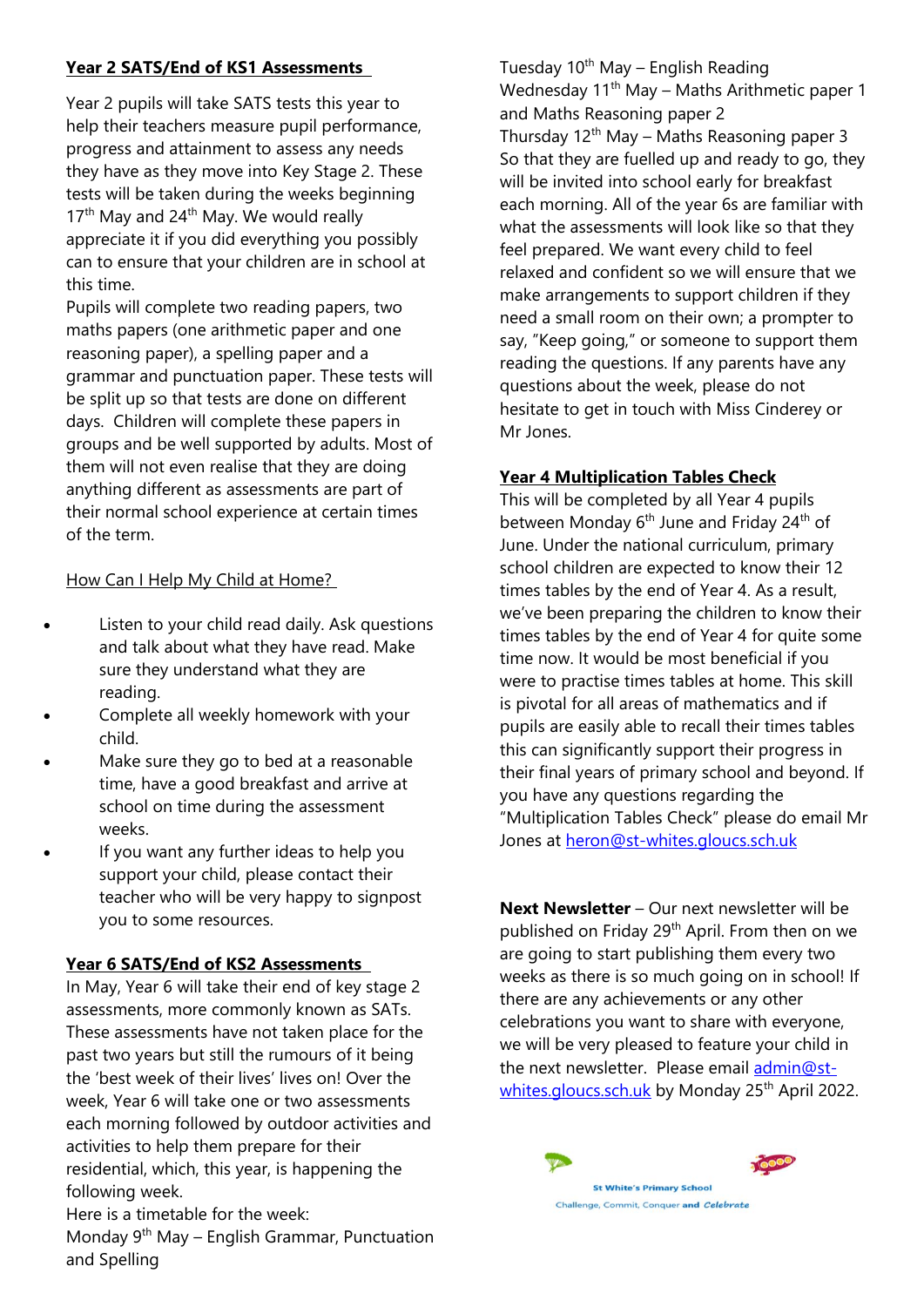## Year 2 SATS/End of KS1 Assessments

Year 2 pupils will take SATS tests this year to help their teachers measure pupil performance, progress and attainment to assess any needs they have as they move into Key Stage 2. These tests will be taken during the weeks beginning 17th May and 24th May. We would really appreciate it if you did everything you possibly can to ensure that your children are in school at this time.

Pupils will complete two reading papers, two maths papers (one arithmetic paper and one reasoning paper), a spelling paper and a grammar and punctuation paper. These tests will be split up so that tests are done on different days. Children will complete these papers in groups and be well supported by adults. Most of them will not even realise that they are doing anything different as assessments are part of their normal school experience at certain times of the term.

### How Can I Help My Child at Home?

- Listen to your child read daily. Ask questions and talk about what they have read. Make sure they understand what they are reading.
- Complete all weekly homework with your child.
- Make sure they go to bed at a reasonable time, have a good breakfast and arrive at school on time during the assessment weeks.
- If you want any further ideas to help you support your child, please contact their teacher who will be very happy to signpost you to some resources.

## Year 6 SATS/End of KS2 Assessments

In May, Year 6 will take their end of key stage 2 assessments, more commonly known as SATs. These assessments have not taken place for the past two years but still the rumours of it being the 'best week of their lives' lives on! Over the week, Year 6 will take one or two assessments each morning followed by outdoor activities and activities to help them prepare for their residential, which, this year, is happening the following week.

Here is a timetable for the week:

Monday 9th May – English Grammar, Punctuation and Spelling
Tuesday 10th May – English Reading
Wednesday 11th May – Maths Arithmetic paper 1 and Maths Reasoning paper 2
Thursday 12th May – Maths Reasoning paper 3

So that they are fuelled up and ready to go, they will be invited into school early for breakfast each morning. All of the year 6s are familiar with what the assessments will look like so that they feel prepared. We want every child to feel relaxed and confident so we will ensure that we make arrangements to support children if they need a small room on their own; a prompter to say, "Keep going," or someone to support them reading the questions. If any parents have any questions about the week, please do not hesitate to get in touch with Miss Cinderey or Mr Jones.

## Year 4 Multiplication Tables Check

This will be completed by all Year 4 pupils between Monday 6th June and Friday 24th of June. Under the national curriculum, primary school children are expected to know their 12 times tables by the end of Year 4. As a result, we've been preparing the children to know their times tables by the end of Year 4 for quite some time now. It would be most beneficial if you were to practise times tables at home. This skill is pivotal for all areas of mathematics and if pupils are easily able to recall their times tables this can significantly support their progress in their final years of primary school and beyond. If you have any questions regarding the "Multiplication Tables Check" please do email Mr Jones at heron@st-whites.gloucs.sch.uk

**Next Newsletter** – Our next newsletter will be published on Friday 29th April. From then on we are going to start publishing them every two weeks as there is so much going on in school! If there are any achievements or any other celebrations you want to share with everyone, we will be very pleased to feature your child in the next newsletter. Please email admin@st-whites.gloucs.sch.uk by Monday 25th April 2022.

St White's Primary School
Challenge, Commit, Conquer **and** *Celebrate*